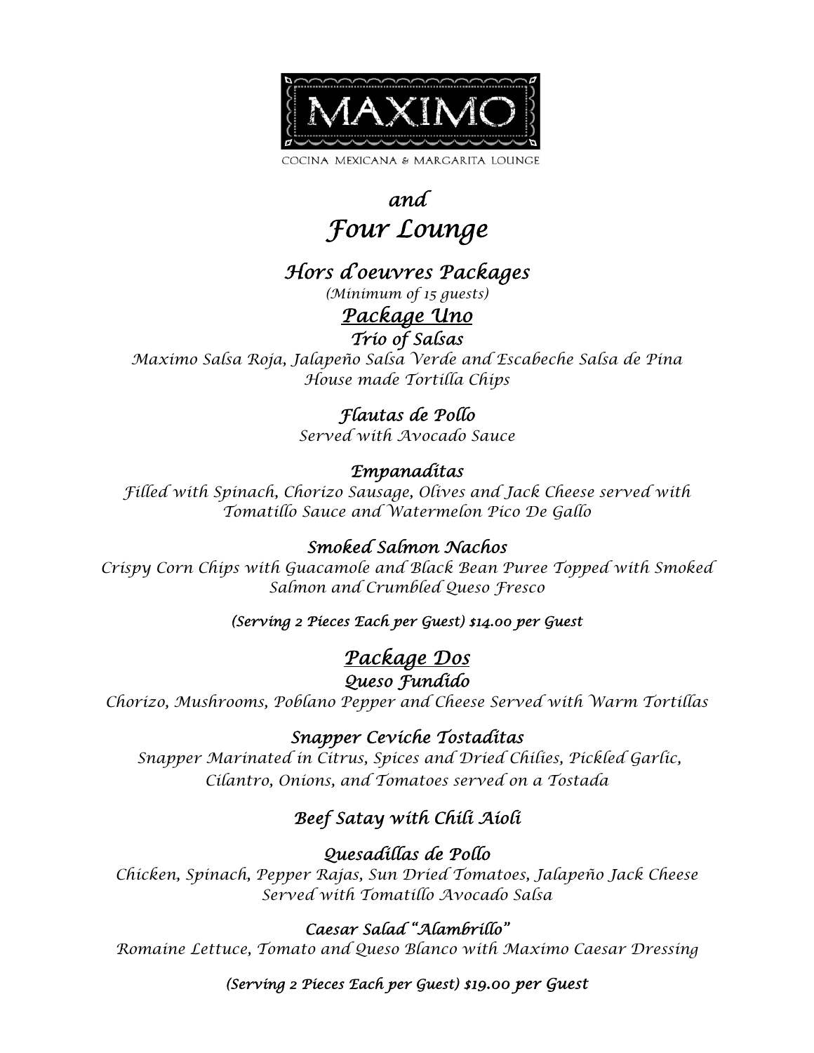# MAXIMO

COCINA MEXICANA & MARGARITA LOUNGE

*and*

# *Four Lounge*

## *Hors d'oeuvres Packages*

*(Minimum of 15 guests)*

## *Package Uno*

### *Trio of Salsas*

*Maximo Salsa Roja, Jalapeño Salsa Verde and Escabeche Salsa de Pina*
*House made Tortilla Chips*

### *Flautas de Pollo*

*Served with Avocado Sauce*

### *Empanaditas*

*Filled with Spinach, Chorizo Sausage, Olives and Jack Cheese served with Tomatillo Sauce and Watermelon Pico De Gallo*

### *Smoked Salmon Nachos*

*Crispy Corn Chips with Guacamole and Black Bean Puree Topped with Smoked Salmon and Crumbled Queso Fresco*

***(Serving 2 Pieces Each per Guest) $14.00 per Guest***

## *Package Dos*

### *Queso Fundido*

*Chorizo, Mushrooms, Poblano Pepper and Cheese Served with Warm Tortillas*

### *Snapper Ceviche Tostaditas*

*Snapper Marinated in Citrus, Spices and Dried Chilies, Pickled Garlic, Cilantro, Onions, and Tomatoes served on a Tostada*

### *Beef Satay with Chili Aioli*

### *Quesadillas de Pollo*

*Chicken, Spinach, Pepper Rajas, Sun Dried Tomatoes, Jalapeño Jack Cheese Served with Tomatillo Avocado Salsa*

### *Caesar Salad "Alambrillo"*

*Romaine Lettuce, Tomato and Queso Blanco with Maximo Caesar Dressing*

***(Serving 2 Pieces Each per Guest) $19.00 per Guest***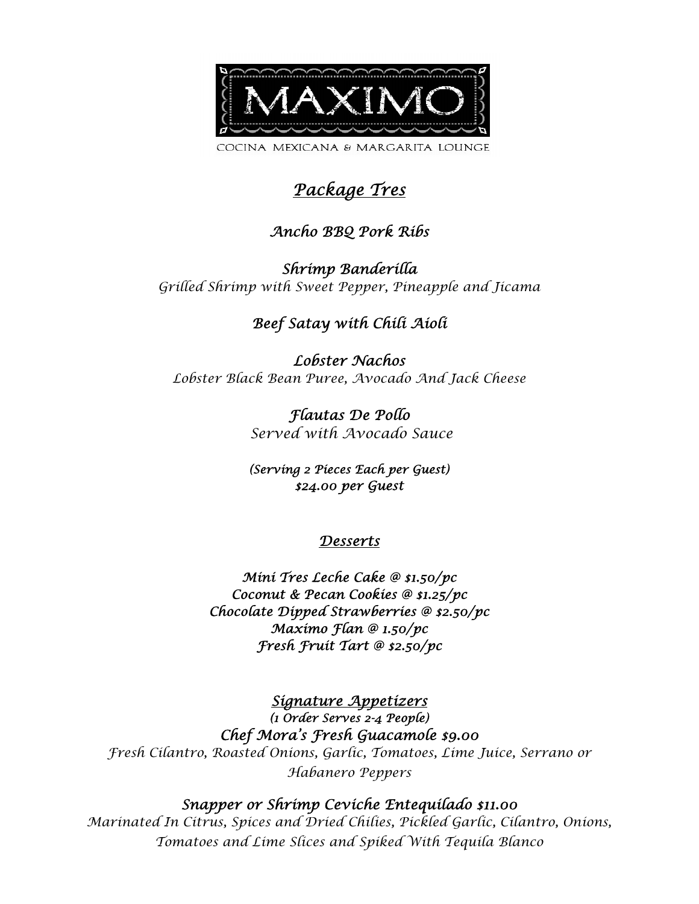# MAXIMO

COCINA MEXICANA & MARGARITA LOUNGE

## *Package Tres*

***Ancho BBQ Pork Ribs***

***Shrimp Banderilla***
*Grilled Shrimp with Sweet Pepper, Pineapple and Jicama*

***Beef Satay with Chili Aioli***

***Lobster Nachos***
*Lobster Black Bean Puree, Avocado And Jack Cheese*

***Flautas De Pollo***
*Served with Avocado Sauce*

***(Serving 2 Pieces Each per Guest)***
***$24.00 per Guest***

## *Desserts*

***Mini Tres Leche Cake @ $1.50/pc***
***Coconut & Pecan Cookies @ $1.25/pc***
***Chocolate Dipped Strawberries @ $2.50/pc***
***Maximo Flan @ 1.50/pc***
***Fresh Fruit Tart @ $2.50/pc***

## *Signature Appetizers*

***(1 Order Serves 2-4 People)***

***Chef Mora's Fresh Guacamole $9.00***
*Fresh Cilantro, Roasted Onions, Garlic, Tomatoes, Lime Juice, Serrano or Habanero Peppers*

***Snapper or Shrimp Ceviche Entequilado $11.00***
*Marinated In Citrus, Spices and Dried Chilies, Pickled Garlic, Cilantro, Onions, Tomatoes and Lime Slices and Spiked With Tequila Blanco*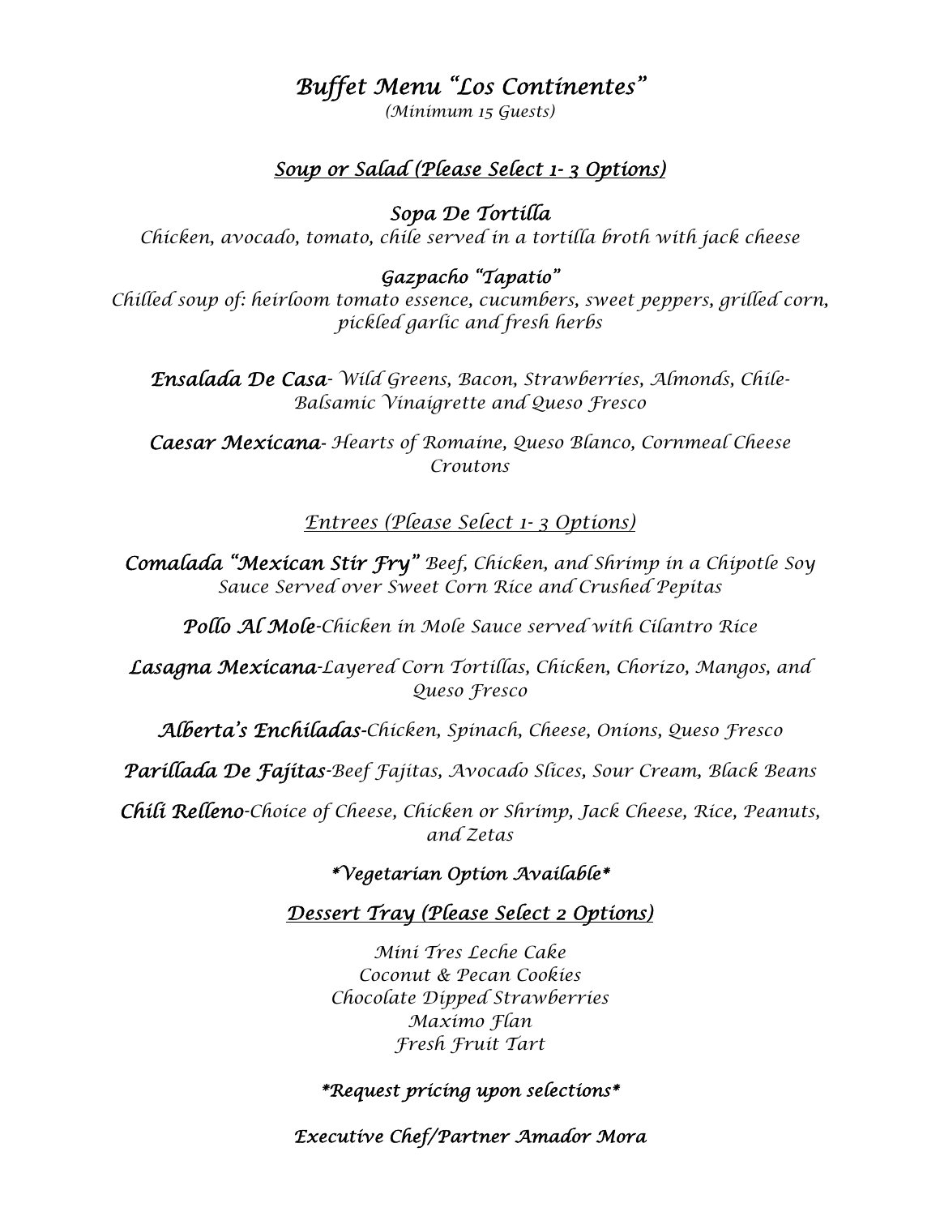# *Buffet Menu "Los Continentes"*

*(Minimum 15 Guests)*

## *Soup or Salad (Please Select 1- 3 Options)*

***Sopa De Tortilla***
*Chicken, avocado, tomato, chile served in a tortilla broth with jack cheese*

***Gazpacho "Tapatio"***
*Chilled soup of: heirloom tomato essence, cucumbers, sweet peppers, grilled corn, pickled garlic and fresh herbs*

***Ensalada De Casa****- Wild Greens, Bacon, Strawberries, Almonds, Chile-Balsamic Vinaigrette and Queso Fresco*

***Caesar Mexicana****- Hearts of Romaine, Queso Blanco, Cornmeal Cheese Croutons*

## *Entrees (Please Select 1- 3 Options)*

***Comalada "Mexican Stir Fry"*** *Beef, Chicken, and Shrimp in a Chipotle Soy Sauce Served over Sweet Corn Rice and Crushed Pepitas*

***Pollo Al Mole****-Chicken in Mole Sauce served with Cilantro Rice*

***Lasagna Mexicana****-Layered Corn Tortillas, Chicken, Chorizo, Mangos, and Queso Fresco*

***Alberta's Enchiladas****-Chicken, Spinach, Cheese, Onions, Queso Fresco*

***Parillada De Fajitas****-Beef Fajitas, Avocado Slices, Sour Cream, Black Beans*

***Chili Relleno****-Choice of Cheese, Chicken or Shrimp, Jack Cheese, Rice, Peanuts, and Zetas*

***\*Vegetarian Option Available\****

## *Dessert Tray (Please Select 2 Options)*

*Mini Tres Leche Cake*
*Coconut & Pecan Cookies*
*Chocolate Dipped Strawberries*
*Maximo Flan*
*Fresh Fruit Tart*

***\*Request pricing upon selections\****

***Executive Chef/Partner Amador Mora***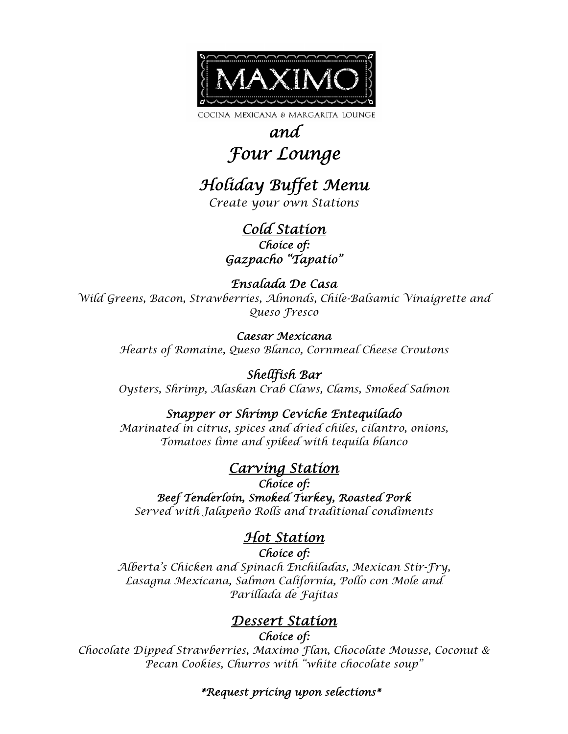# MAXIMO

COCINA MEXICANA & MARGARITA LOUNGE

*and*

*Four Lounge*

## *Holiday Buffet Menu*

*Create your own Stations*

### *Cold Station*

***Choice of:***

***Gazpacho "Tapatio"***

***Ensalada De Casa***

*Wild Greens, Bacon, Strawberries, Almonds, Chile-Balsamic Vinaigrette and Queso Fresco*

***Caesar Mexicana***

*Hearts of Romaine, Queso Blanco, Cornmeal Cheese Croutons*

***Shellfish Bar***

*Oysters, Shrimp, Alaskan Crab Claws, Clams, Smoked Salmon*

***Snapper or Shrimp Ceviche Entequilado***

*Marinated in citrus, spices and dried chiles, cilantro, onions, Tomatoes lime and spiked with tequila blanco*

### *Carving Station*

***Choice of:***

***Beef Tenderloin, Smoked Turkey, Roasted Pork***

*Served with Jalapeño Rolls and traditional condiments*

### *Hot Station*

***Choice of:***

*Alberta's Chicken and Spinach Enchiladas, Mexican Stir-Fry, Lasagna Mexicana, Salmon California, Pollo con Mole and Parillada de Fajitas*

### *Dessert Station*

***Choice of:***

*Chocolate Dipped Strawberries, Maximo Flan, Chocolate Mousse, Coconut & Pecan Cookies, Churros with "white chocolate soup"*

***\*Request pricing upon selections\****